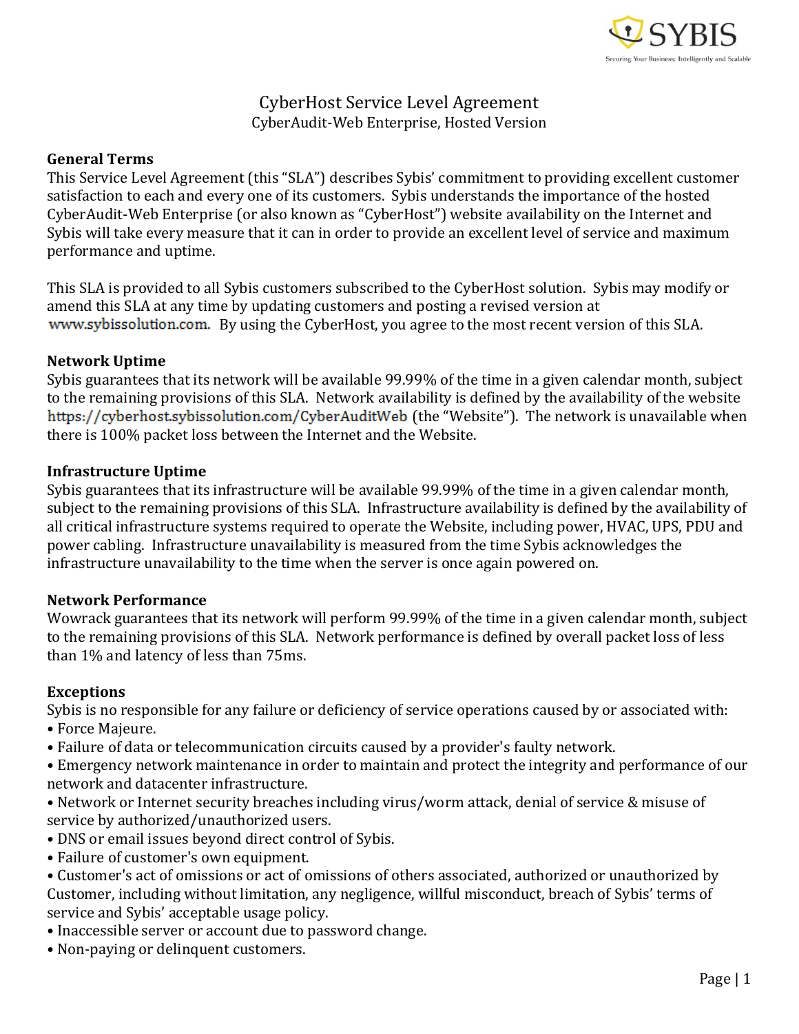# CyberHost Service Level Agreement

CyberAudit-Web Enterprise, Hosted Version

## General Terms

This Service Level Agreement (this "SLA") describes Sybis' commitment to providing excellent customer satisfaction to each and every one of its customers. Sybis understands the importance of the hosted CyberAudit-Web Enterprise (or also known as "CyberHost") website availability on the Internet and Sybis will take every measure that it can in order to provide an excellent level of service and maximum performance and uptime.

This SLA is provided to all Sybis customers subscribed to the CyberHost solution. Sybis may modify or amend this SLA at any time by updating customers and posting a revised version at www.sybissolution.com. By using the CyberHost, you agree to the most recent version of this SLA.

## Network Uptime

Sybis guarantees that its network will be available 99.99% of the time in a given calendar month, subject to the remaining provisions of this SLA. Network availability is defined by the availability of the website https://cyberhost.sybissolution.com/CyberAuditWeb (the "Website"). The network is unavailable when there is 100% packet loss between the Internet and the Website.

## Infrastructure Uptime

Sybis guarantees that its infrastructure will be available 99.99% of the time in a given calendar month, subject to the remaining provisions of this SLA. Infrastructure availability is defined by the availability of all critical infrastructure systems required to operate the Website, including power, HVAC, UPS, PDU and power cabling. Infrastructure unavailability is measured from the time Sybis acknowledges the infrastructure unavailability to the time when the server is once again powered on.

## Network Performance

Wowrack guarantees that its network will perform 99.99% of the time in a given calendar month, subject to the remaining provisions of this SLA. Network performance is defined by overall packet loss of less than 1% and latency of less than 75ms.

## Exceptions

Sybis is no responsible for any failure or deficiency of service operations caused by or associated with:

- Force Majeure.
- Failure of data or telecommunication circuits caused by a provider's faulty network.
- Emergency network maintenance in order to maintain and protect the integrity and performance of our network and datacenter infrastructure.
- Network or Internet security breaches including virus/worm attack, denial of service & misuse of service by authorized/unauthorized users.
- DNS or email issues beyond direct control of Sybis.
- Failure of customer's own equipment.
- Customer's act of omissions or act of omissions of others associated, authorized or unauthorized by Customer, including without limitation, any negligence, willful misconduct, breach of Sybis' terms of service and Sybis' acceptable usage policy.
- Inaccessible server or account due to password change.
- Non-paying or delinquent customers.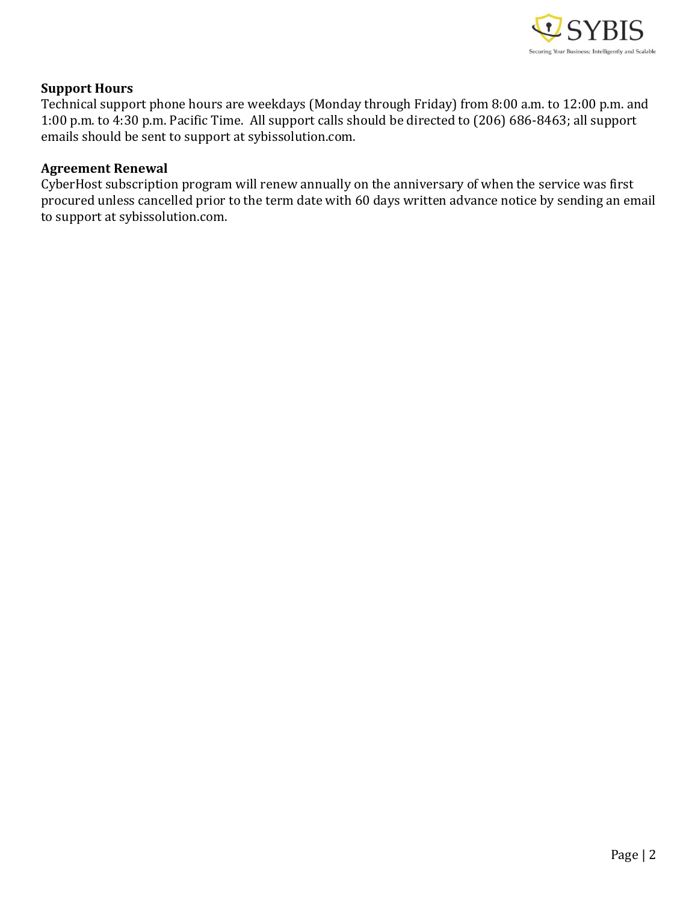**Support Hours**
Technical support phone hours are weekdays (Monday through Friday) from 8:00 a.m. to 12:00 p.m. and 1:00 p.m. to 4:30 p.m. Pacific Time. All support calls should be directed to (206) 686-8463; all support emails should be sent to support at sybissolution.com.

**Agreement Renewal**
CyberHost subscription program will renew annually on the anniversary of when the service was first procured unless cancelled prior to the term date with 60 days written advance notice by sending an email to support at sybissolution.com.